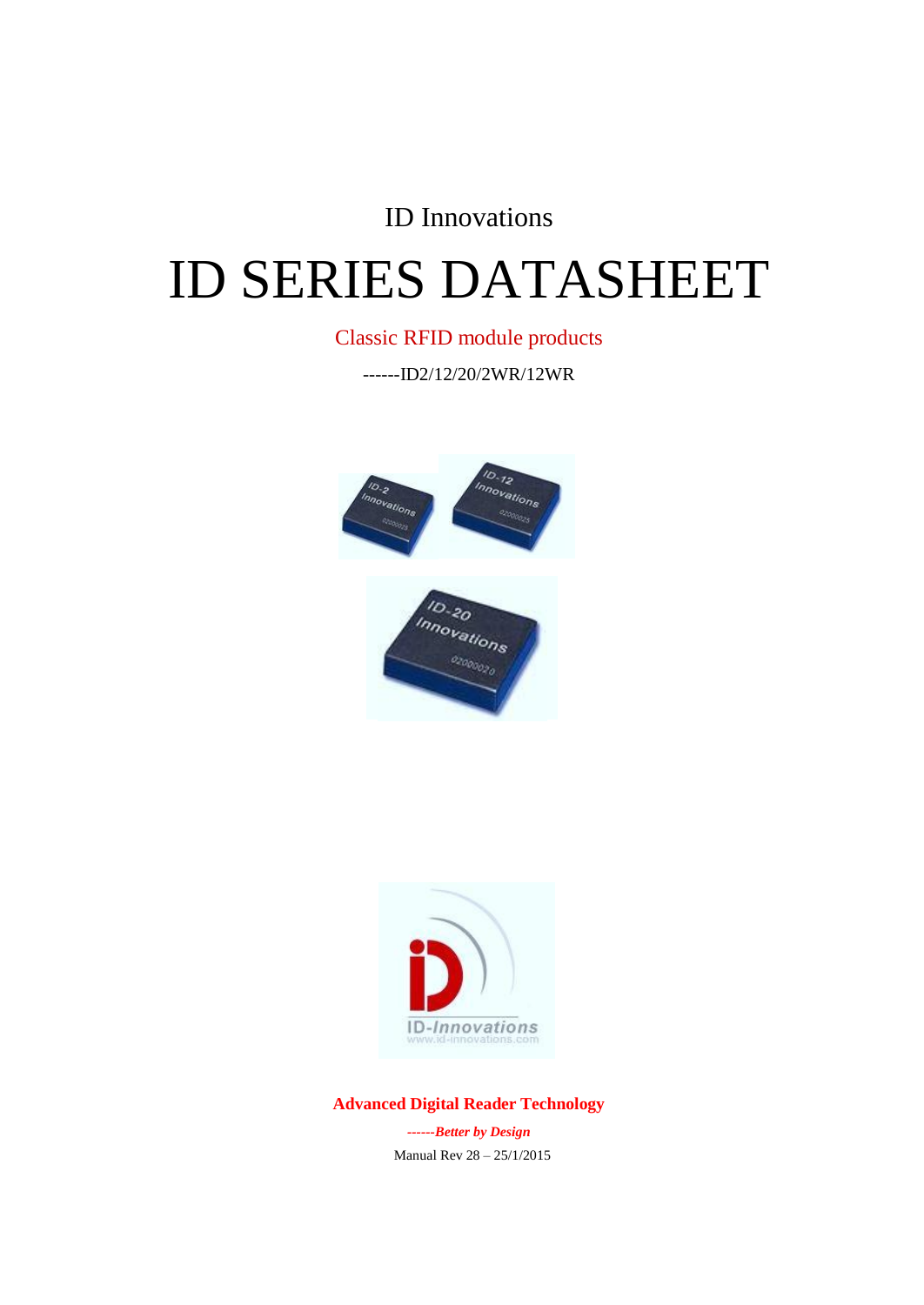ID Innovations

# ID SERIES DATASHEET

Classic RFID module products

------ID2/12/20/2WR/12WR

**Advanced Digital Reader Technology**

***------Better by Design***

Manual Rev 28 – 25/1/2015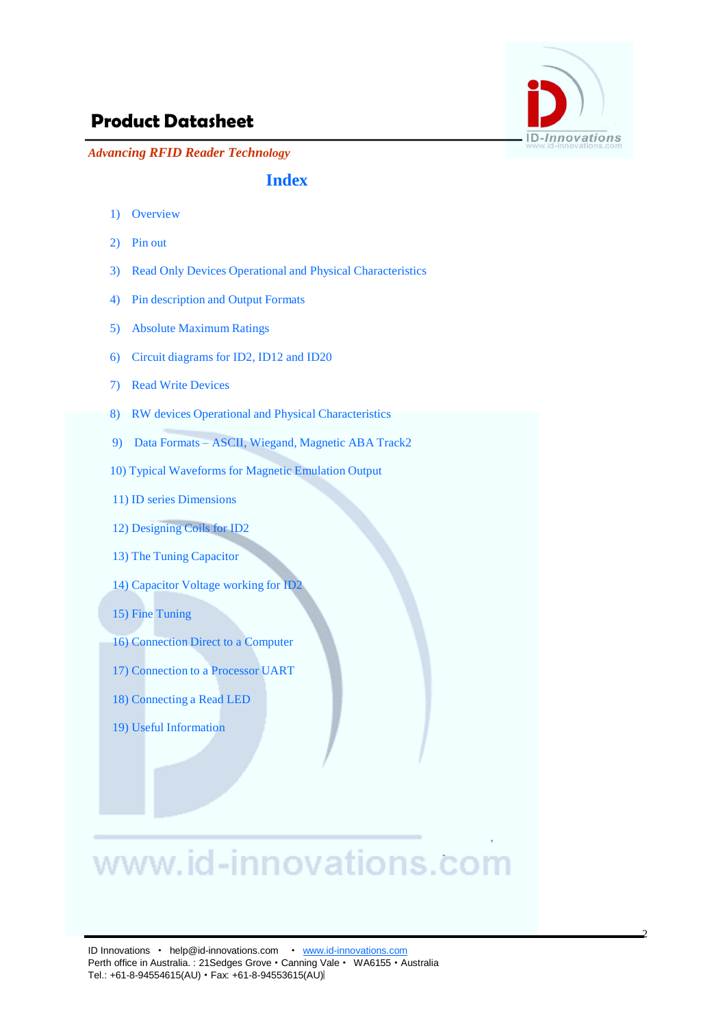# Index

1) Overview
2) Pin out
3) Read Only Devices Operational and Physical Characteristics
4) Pin description and Output Formats
5) Absolute Maximum Ratings
6) Circuit diagrams for ID2, ID12 and ID20
7) Read Write Devices
8) RW devices Operational and Physical Characteristics
9) Data Formats – ASCII, Wiegand, Magnetic ABA Track2
10) Typical Waveforms for Magnetic Emulation Output
11) ID series Dimensions
12) Designing Coils for ID2
13) The Tuning Capacitor
14) Capacitor Voltage working for ID2
15) Fine Tuning
16) Connection Direct to a Computer
17) Connection to a Processor UART
18) Connecting a Read LED
19) Useful Information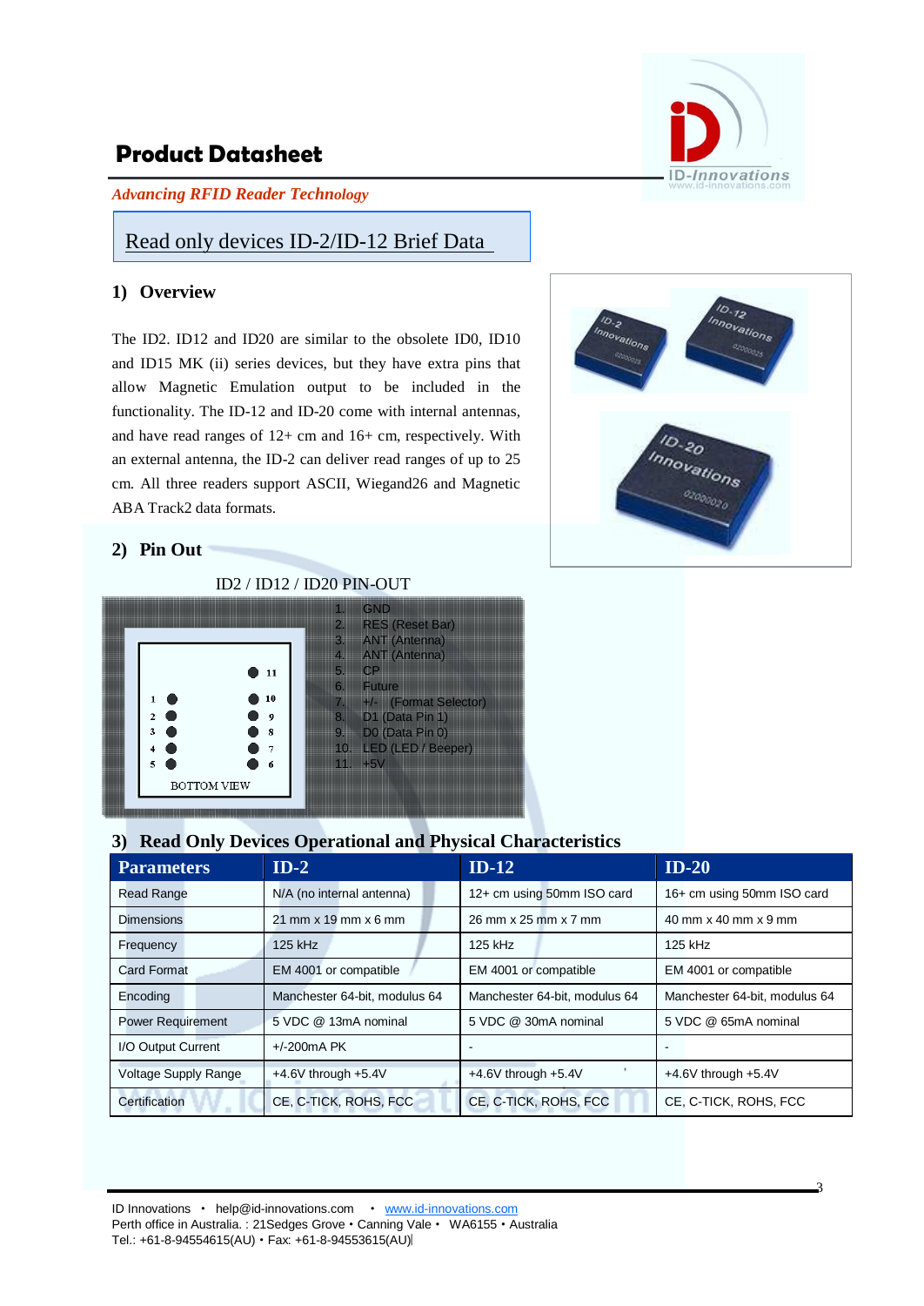# Product Datasheet

*Advancing RFID Reader Technology*

## Read only devices ID-2/ID-12 Brief Data

### 1) Overview

The ID2. ID12 and ID20 are similar to the obsolete ID0, ID10 and ID15 MK (ii) series devices, but they have extra pins that allow Magnetic Emulation output to be included in the functionality. The ID-12 and ID-20 come with internal antennas, and have read ranges of 12+ cm and 16+ cm, respectively. With an external antenna, the ID-2 can deliver read ranges of up to 25 cm. All three readers support ASCII, Wiegand26 and Magnetic ABA Track2 data formats.

### 2) Pin Out

ID2 / ID12 / ID20 PIN-OUT

BOTTOM VIEW

1. GND
2. RES (Reset Bar)
3. ANT (Antenna)
4. ANT (Antenna)
5. CP
6. Future
7. +/- (Format Selector)
8. D1 (Data Pin 1)
9. D0 (Data Pin 0)
10. LED (LED / Beeper)
11. +5V

### 3) Read Only Devices Operational and Physical Characteristics

| Parameters | ID-2 | ID-12 | ID-20 |
|---|---|---|---|
| Read Range | N/A (no internal antenna) | 12+ cm using 50mm ISO card | 16+ cm using 50mm ISO card |
| Dimensions | 21 mm x 19 mm x 6 mm | 26 mm x 25 mm x 7 mm | 40 mm x 40 mm x 9 mm |
| Frequency | 125 kHz | 125 kHz | 125 kHz |
| Card Format | EM 4001 or compatible | EM 4001 or compatible | EM 4001 or compatible |
| Encoding | Manchester 64-bit, modulus 64 | Manchester 64-bit, modulus 64 | Manchester 64-bit, modulus 64 |
| Power Requirement | 5 VDC @ 13mA nominal | 5 VDC @ 30mA nominal | 5 VDC @ 65mA nominal |
| I/O Output Current | +/-200mA PK | - | - |
| Voltage Supply Range | +4.6V through +5.4V | +4.6V through +5.4V | +4.6V through +5.4V |
| Certification | CE, C-TICK, ROHS, FCC | CE, C-TICK, ROHS, FCC | CE, C-TICK, ROHS, FCC |

ID Innovations • help@id-innovations.com • www.id-innovations.com
Perth office in Australia. : 21Sedges Grove • Canning Vale • WA6155 • Australia
Tel.: +61-8-94554615(AU) • Fax: +61-8-94553615(AU)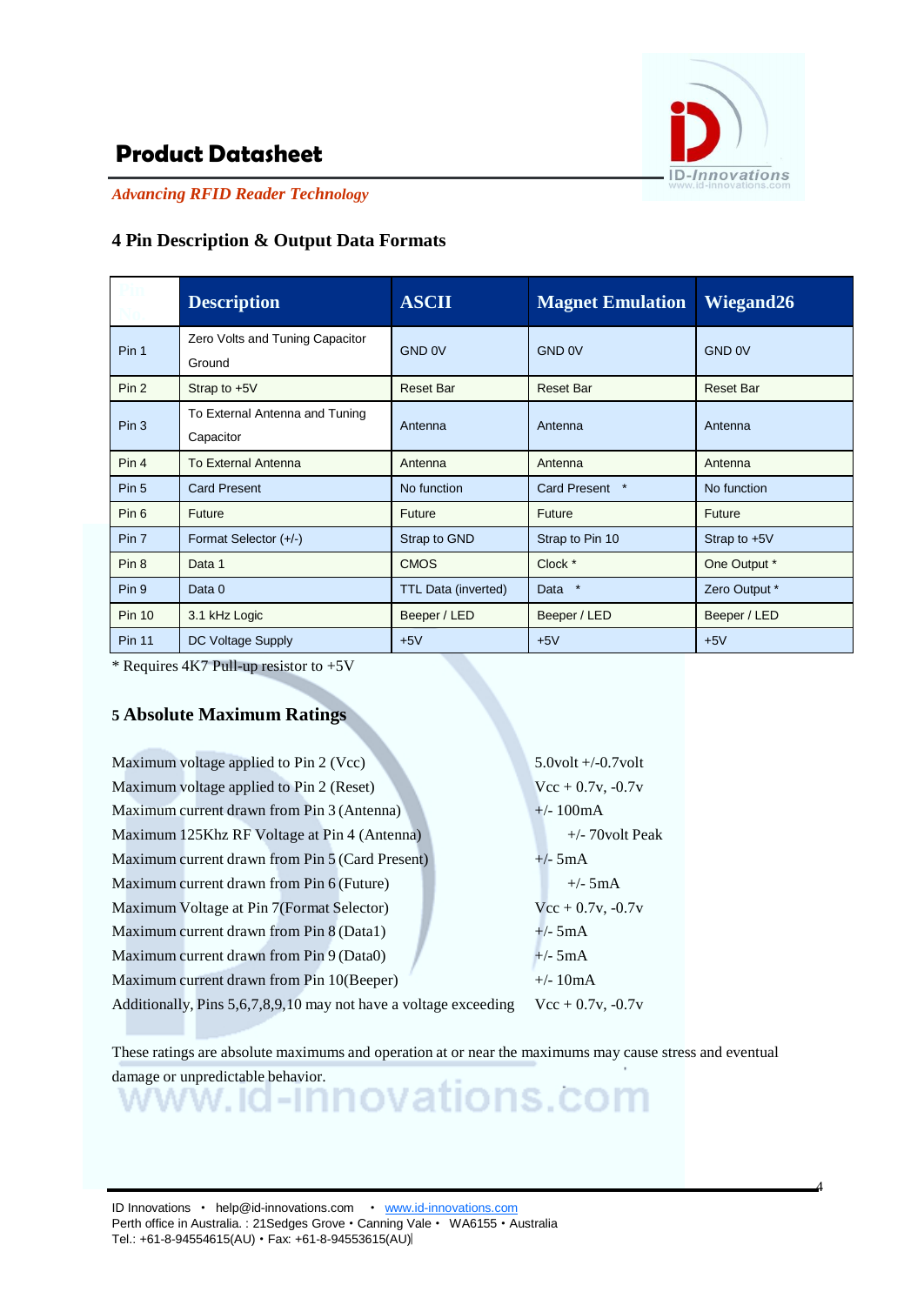## 4 Pin Description & Output Data Formats

| Pin No. | Description | ASCII | Magnet Emulation | Wiegand26 |
|---|---|---|---|---|
| Pin 1 | Zero Volts and Tuning Capacitor Ground | GND 0V | GND 0V | GND 0V |
| Pin 2 | Strap to +5V | Reset Bar | Reset Bar | Reset Bar |
| Pin 3 | To External Antenna and Tuning Capacitor | Antenna | Antenna | Antenna |
| Pin 4 | To External Antenna | Antenna | Antenna | Antenna |
| Pin 5 | Card Present | No function | Card Present * | No function |
| Pin 6 | Future | Future | Future | Future |
| Pin 7 | Format Selector (+/-) | Strap to GND | Strap to Pin 10 | Strap to +5V |
| Pin 8 | Data 1 | CMOS | Clock * | One Output * |
| Pin 9 | Data 0 | TTL Data (inverted) | Data * | Zero Output * |
| Pin 10 | 3.1 kHz Logic | Beeper / LED | Beeper / LED | Beeper / LED |
| Pin 11 | DC Voltage Supply | +5V | +5V | +5V |

* Requires 4K7 Pull-up resistor to +5V

## 5 Absolute Maximum Ratings

| | |
|---|---|
| Maximum voltage applied to Pin 2 (Vcc) | 5.0volt +/-0.7volt |
| Maximum voltage applied to Pin 2 (Reset) | Vcc + 0.7v, -0.7v |
| Maximum current drawn from Pin 3 (Antenna) | +/- 100mA |
| Maximum 125Khz RF Voltage at Pin 4 (Antenna) | +/- 70volt Peak |
| Maximum current drawn from Pin 5 (Card Present) | +/- 5mA |
| Maximum current drawn from Pin 6 (Future) | +/- 5mA |
| Maximum Voltage at Pin 7(Format Selector) | Vcc + 0.7v, -0.7v |
| Maximum current drawn from Pin 8 (Data1) | +/- 5mA |
| Maximum current drawn from Pin 9 (Data0) | +/- 5mA |
| Maximum current drawn from Pin 10(Beeper) | +/- 10mA |
| Additionally, Pins 5,6,7,8,9,10 may not have a voltage exceeding | Vcc + 0.7v, -0.7v |

These ratings are absolute maximums and operation at or near the maximums may cause stress and eventual damage or unpredictable behavior.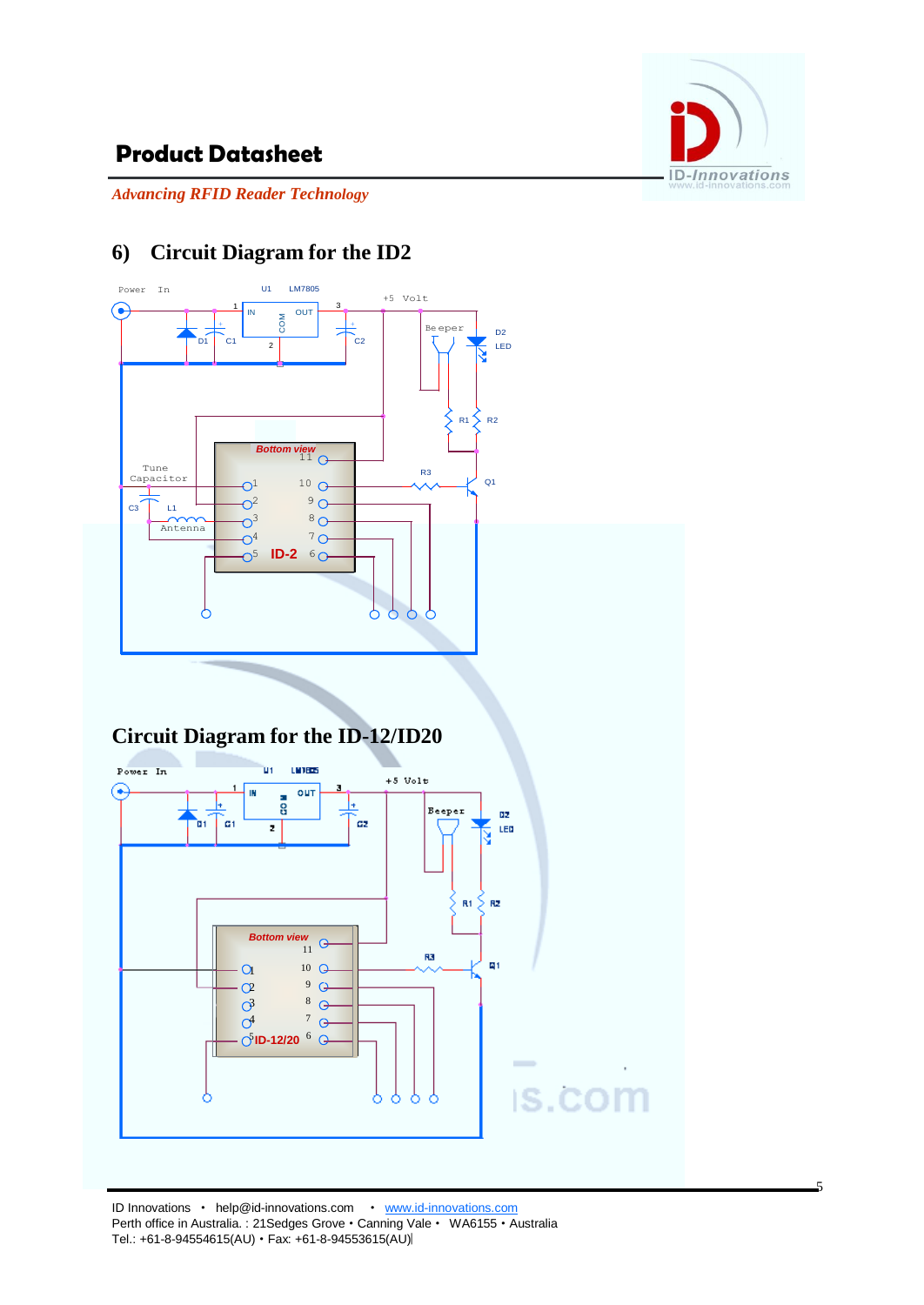## 6) Circuit Diagram for the ID2

Power In

U1 LM7805

+5 Volt

1 IN COM OUT 3

2

D1 C1 C2

Beeper

D2 LED

R1 R2

Bottom view

11

Tune Capacitor

10

9

8

7

6

1

2

3

4

5

ID-2

R3

Q1

C3 L1

Antenna

## Circuit Diagram for the ID-12/ID20

Power In

U1 LM7805

+5 Volt

1 IN COM OUT 3

2

D1 C1 C2

Beeper

D2 LED

R1 R2

Bottom view

11

10

9

8

7

6

1

2

3

4

5

ID-12/20

R3

Q1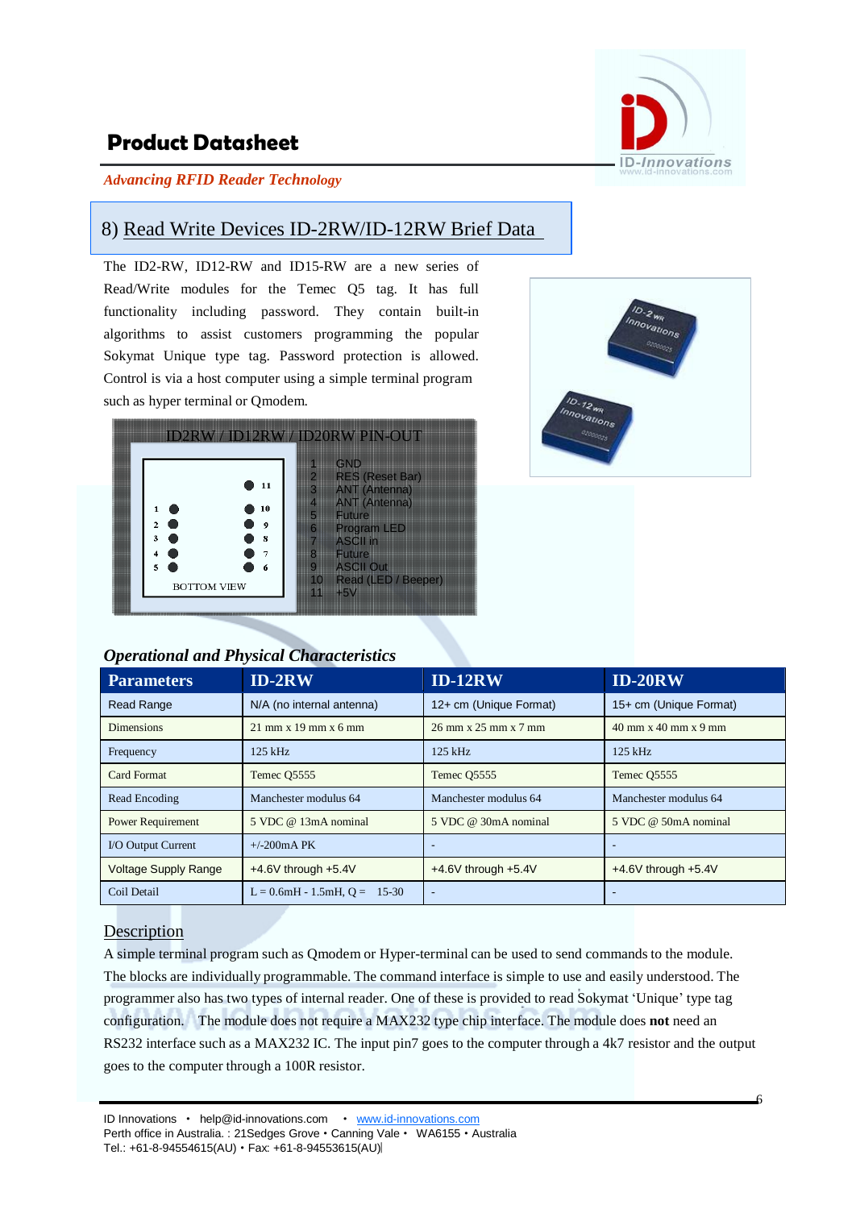# Product Datasheet

*Advancing RFID Reader Technology*

## 8) Read Write Devices ID-2RW/ID-12RW Brief Data

The ID2-RW, ID12-RW and ID15-RW are a new series of Read/Write modules for the Temec Q5 tag. It has full functionality including password. They contain built-in algorithms to assist customers programming the popular Sokymat Unique type tag. Password protection is allowed. Control is via a host computer using a simple terminal program such as hyper terminal or Qmodem.

**ID2RW / ID12RW / ID20RW PIN-OUT**

| Pin | Function |
|---|---|
| 1 | GND |
| 2 | RES (Reset Bar) |
| 3 | ANT (Antenna) |
| 4 | ANT (Antenna) |
| 5 | Future |
| 6 | Program LED |
| 7 | ASCII in |
| 8 | Future |
| 9 | ASCII Out |
| 10 | Read (LED / Beeper) |
| 11 | +5V |

BOTTOM VIEW

### *Operational and Physical Characteristics*

| Parameters | ID-2RW | ID-12RW | ID-20RW |
|---|---|---|---|
| Read Range | N/A (no internal antenna) | 12+ cm (Unique Format) | 15+ cm (Unique Format) |
| Dimensions | 21 mm x 19 mm x 6 mm | 26 mm x 25 mm x 7 mm | 40 mm x 40 mm x 9 mm |
| Frequency | 125 kHz | 125 kHz | 125 kHz |
| Card Format | Temec Q5555 | Temec Q5555 | Temec Q5555 |
| Read Encoding | Manchester modulus 64 | Manchester modulus 64 | Manchester modulus 64 |
| Power Requirement | 5 VDC @ 13mA nominal | 5 VDC @ 30mA nominal | 5 VDC @ 50mA nominal |
| I/O Output Current | +/-200mA PK | - | - |
| Voltage Supply Range | +4.6V through +5.4V | +4.6V through +5.4V | +4.6V through +5.4V |
| Coil Detail | L = 0.6mH - 1.5mH, Q = 15-30 | - | - |

### Description

A simple terminal program such as Qmodem or Hyper-terminal can be used to send commands to the module. The blocks are individually programmable. The command interface is simple to use and easily understood. The programmer also has two types of internal reader. One of these is provided to read Sokymat 'Unique' type tag configuration. The module does not require a MAX232 type chip interface. The module does **not** need an RS232 interface such as a MAX232 IC. The input pin7 goes to the computer through a 4k7 resistor and the output goes to the computer through a 100R resistor.

ID Innovations • help@id-innovations.com • www.id-innovations.com
Perth office in Australia. : 21Sedges Grove • Canning Vale • WA6155 • Australia
Tel.: +61-8-94554615(AU) • Fax: +61-8-94553615(AU)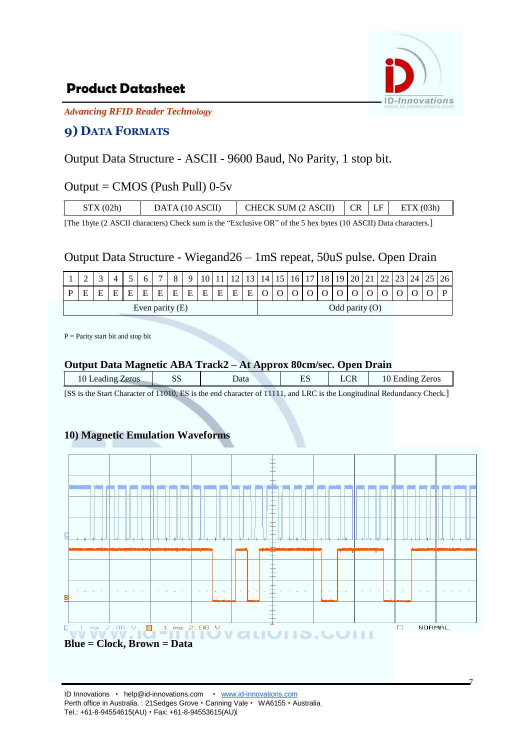# Product Datasheet

*Advancing RFID Reader Technology*

## 9) DATA FORMATS

Output Data Structure - ASCII - 9600 Baud, No Parity, 1 stop bit.

Output = CMOS (Push Pull) 0-5v

| STX (02h) | DATA (10 ASCII) | CHECK SUM (2 ASCII) | CR | LF | ETX (03h) |
|---|---|---|---|---|---|

[The 1byte (2 ASCII characters) Check sum is the "Exclusive OR" of the 5 hex bytes (10 ASCII) Data characters.]

Output Data Structure - Wiegand26 – 1mS repeat, 50uS pulse. Open Drain

| 1 | 2 | 3 | 4 | 5 | 6 | 7 | 8 | 9 | 10 | 11 | 12 | 13 | 14 | 15 | 16 | 17 | 18 | 19 | 20 | 21 | 22 | 23 | 24 | 25 | 26 |
|---|---|---|---|---|---|---|---|---|---|---|---|---|---|---|---|---|---|---|---|---|---|---|---|---|---|
| P | E | E | E | E | E | E | E | E | E | E | E | E | O | O | O | O | O | O | O | O | O | O | O | O | P |
| Even parity (E) | | | | | | | | | | | | | Odd parity (O) | | | | | | | | | | | | |

P = Parity start bit and stop bit

**Output Data Magnetic ABA Track2 – At Approx 80cm/sec. Open Drain**

| 10 Leading Zeros | SS | Data | ES | LCR | 10 Ending Zeros |
|---|---|---|---|---|---|

[SS is the Start Character of 11010, ES is the end character of 11111, and LRC is the Longitudinal Redundancy Check.]

**10) Magnetic Emulation Waveforms**

**Blue = Clock, Brown = Data**

ID Innovations • help@id-innovations.com • www.id-innovations.com
Perth office in Australia. : 21Sedges Grove • Canning Vale • WA6155 • Australia
Tel.: +61-8-94554615(AU) • Fax: +61-8-94553615(AU)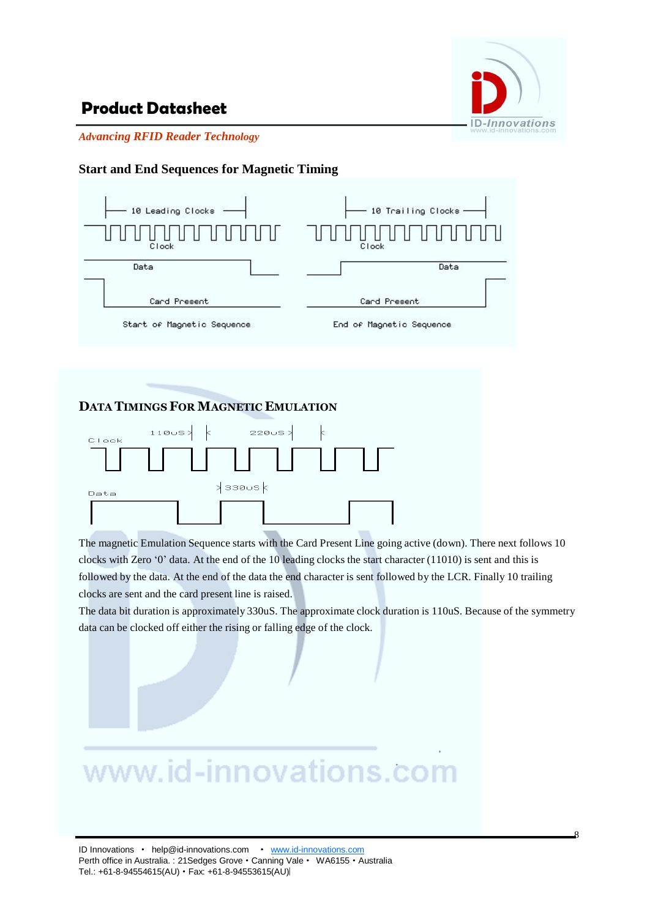## Start and End Sequences for Magnetic Timing

10 Leading Clocks

Clock

Data

Card Present

Start of Magnetic Sequence

10 Trailing Clocks

Clock

Data

Card Present

End of Magnetic Sequence

## DATA TIMINGS FOR MAGNETIC EMULATION

Clock

110uS

220uS

Data

330uS

The magnetic Emulation Sequence starts with the Card Present Line going active (down). There next follows 10 clocks with Zero '0' data. At the end of the 10 leading clocks the start character (11010) is sent and this is followed by the data. At the end of the data the end character is sent followed by the LCR. Finally 10 trailing clocks are sent and the card present line is raised.

The data bit duration is approximately 330uS. The approximate clock duration is 110uS. Because of the symmetry data can be clocked off either the rising or falling edge of the clock.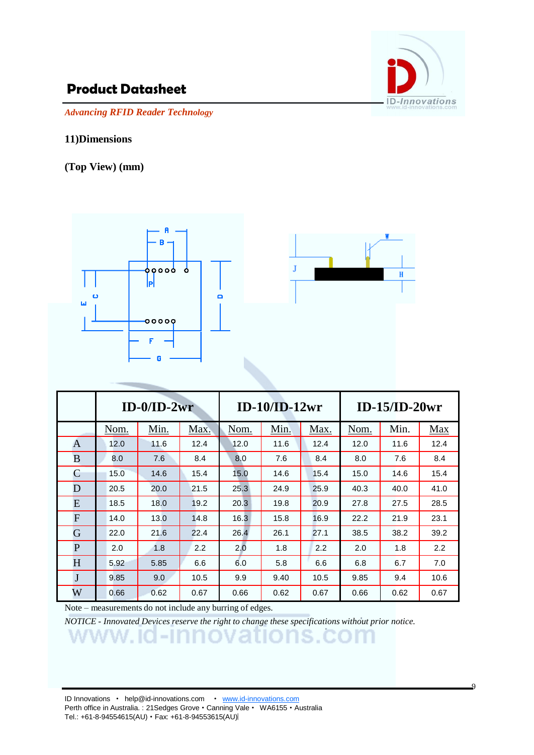## 11)Dimensions

**(Top View) (mm)**

| | ID-0/ID-2wr | | | ID-10/ID-12wr | | | ID-15/ID-20wr | | |
|---|---|---|---|---|---|---|---|---|---|
| | Nom. | Min. | Max. | Nom. | Min. | Max. | Nom. | Min. | Max |
| A | 12.0 | 11.6 | 12.4 | 12.0 | 11.6 | 12.4 | 12.0 | 11.6 | 12.4 |
| B | 8.0 | 7.6 | 8.4 | 8.0 | 7.6 | 8.4 | 8.0 | 7.6 | 8.4 |
| C | 15.0 | 14.6 | 15.4 | 15.0 | 14.6 | 15.4 | 15.0 | 14.6 | 15.4 |
| D | 20.5 | 20.0 | 21.5 | 25.3 | 24.9 | 25.9 | 40.3 | 40.0 | 41.0 |
| E | 18.5 | 18.0 | 19.2 | 20.3 | 19.8 | 20.9 | 27.8 | 27.5 | 28.5 |
| F | 14.0 | 13.0 | 14.8 | 16.3 | 15.8 | 16.9 | 22.2 | 21.9 | 23.1 |
| G | 22.0 | 21.6 | 22.4 | 26.4 | 26.1 | 27.1 | 38.5 | 38.2 | 39.2 |
| P | 2.0 | 1.8 | 2.2 | 2.0 | 1.8 | 2.2 | 2.0 | 1.8 | 2.2 |
| H | 5.92 | 5.85 | 6.6 | 6.0 | 5.8 | 6.6 | 6.8 | 6.7 | 7.0 |
| J | 9.85 | 9.0 | 10.5 | 9.9 | 9.40 | 10.5 | 9.85 | 9.4 | 10.6 |
| W | 0.66 | 0.62 | 0.67 | 0.66 | 0.62 | 0.67 | 0.66 | 0.62 | 0.67 |

Note – measurements do not include any burring of edges.

*NOTICE - Innovated Devices reserve the right to change these specifications without prior notice.*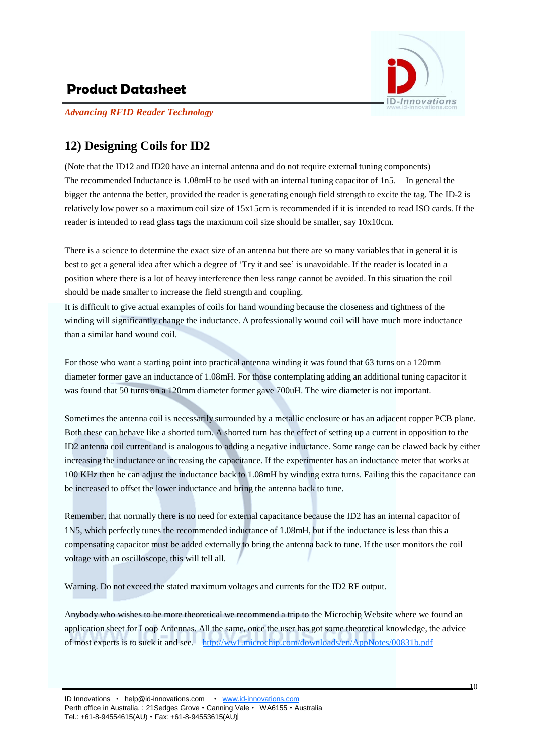## 12) Designing Coils for ID2

(Note that the ID12 and ID20 have an internal antenna and do not require external tuning components)
The recommended Inductance is 1.08mH to be used with an internal tuning capacitor of 1n5. In general the bigger the antenna the better, provided the reader is generating enough field strength to excite the tag. The ID-2 is relatively low power so a maximum coil size of 15x15cm is recommended if it is intended to read ISO cards. If the reader is intended to read glass tags the maximum coil size should be smaller, say 10x10cm.

There is a science to determine the exact size of an antenna but there are so many variables that in general it is best to get a general idea after which a degree of 'Try it and see' is unavoidable. If the reader is located in a position where there is a lot of heavy interference then less range cannot be avoided. In this situation the coil should be made smaller to increase the field strength and coupling.
It is difficult to give actual examples of coils for hand wounding because the closeness and tightness of the winding will significantly change the inductance. A professionally wound coil will have much more inductance than a similar hand wound coil.

For those who want a starting point into practical antenna winding it was found that 63 turns on a 120mm diameter former gave an inductance of 1.08mH. For those contemplating adding an additional tuning capacitor it was found that 50 turns on a 120mm diameter former gave 700uH. The wire diameter is not important.

Sometimes the antenna coil is necessarily surrounded by a metallic enclosure or has an adjacent copper PCB plane. Both these can behave like a shorted turn. A shorted turn has the effect of setting up a current in opposition to the ID2 antenna coil current and is analogous to adding a negative inductance. Some range can be clawed back by either increasing the inductance or increasing the capacitance. If the experimenter has an inductance meter that works at 100 KHz then he can adjust the inductance back to 1.08mH by winding extra turns. Failing this the capacitance can be increased to offset the lower inductance and bring the antenna back to tune.

Remember, that normally there is no need for external capacitance because the ID2 has an internal capacitor of 1N5, which perfectly tunes the recommended inductance of 1.08mH, but if the inductance is less than this a compensating capacitor must be added externally to bring the antenna back to tune. If the user monitors the coil voltage with an oscilloscope, this will tell all.

Warning. Do not exceed the stated maximum voltages and currents for the ID2 RF output.

Anybody who wishes to be more theoretical we recommend a trip to the Microchip Website where we found an application sheet for Loop Antennas. All the same, once the user has got some theoretical knowledge, the advice of most experts is to suck it and see. http://ww1.microchip.com/downloads/en/AppNotes/00831b.pdf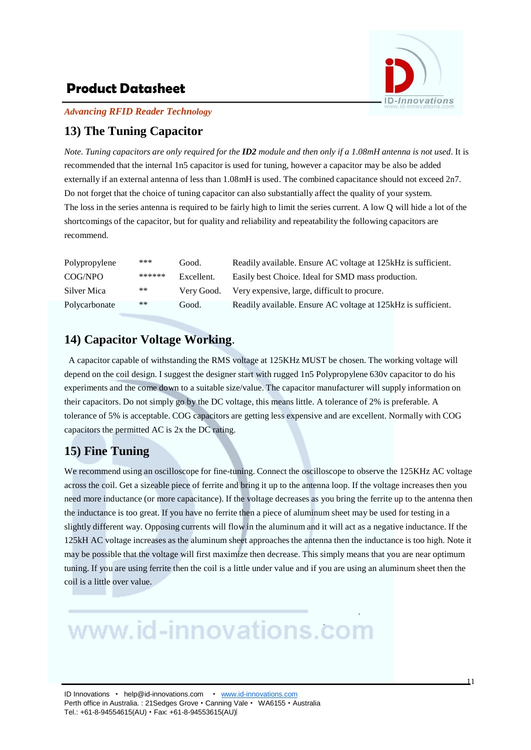## 13) The Tuning Capacitor

*Note. Tuning capacitors are only required for the* ***ID2*** *module and then only if a 1.08mH antenna is not used*. It is recommended that the internal 1n5 capacitor is used for tuning, however a capacitor may be also be added externally if an external antenna of less than 1.08mH is used. The combined capacitance should not exceed 2n7. Do not forget that the choice of tuning capacitor can also substantially affect the quality of your system. The loss in the series antenna is required to be fairly high to limit the series current. A low Q will hide a lot of the shortcomings of the capacitor, but for quality and reliability and repeatability the following capacitors are recommend.

| | | | |
|---|---|---|---|
| Polypropylene | *** | Good. | Readily available. Ensure AC voltage at 125kHz is sufficient. |
| COG/NPO | ****** | Excellent. | Easily best Choice. Ideal for SMD mass production. |
| Silver Mica | ** | Very Good. | Very expensive, large, difficult to procure. |
| Polycarbonate | ** | Good. | Readily available. Ensure AC voltage at 125kHz is sufficient. |

## 14) Capacitor Voltage Working.

A capacitor capable of withstanding the RMS voltage at 125KHz MUST be chosen. The working voltage will depend on the coil design. I suggest the designer start with rugged 1n5 Polypropylene 630v capacitor to do his experiments and the come down to a suitable size/value. The capacitor manufacturer will supply information on their capacitors. Do not simply go by the DC voltage, this means little. A tolerance of 2% is preferable. A tolerance of 5% is acceptable. COG capacitors are getting less expensive and are excellent. Normally with COG capacitors the permitted AC is 2x the DC rating.

## 15) Fine Tuning

We recommend using an oscilloscope for fine-tuning. Connect the oscilloscope to observe the 125KHz AC voltage across the coil. Get a sizeable piece of ferrite and bring it up to the antenna loop. If the voltage increases then you need more inductance (or more capacitance). If the voltage decreases as you bring the ferrite up to the antenna then the inductance is too great. If you have no ferrite then a piece of aluminum sheet may be used for testing in a slightly different way. Opposing currents will flow in the aluminum and it will act as a negative inductance. If the 125kH AC voltage increases as the aluminum sheet approaches the antenna then the inductance is too high. Note it may be possible that the voltage will first maximize then decrease. This simply means that you are near optimum tuning. If you are using ferrite then the coil is a little under value and if you are using an aluminum sheet then the coil is a little over value.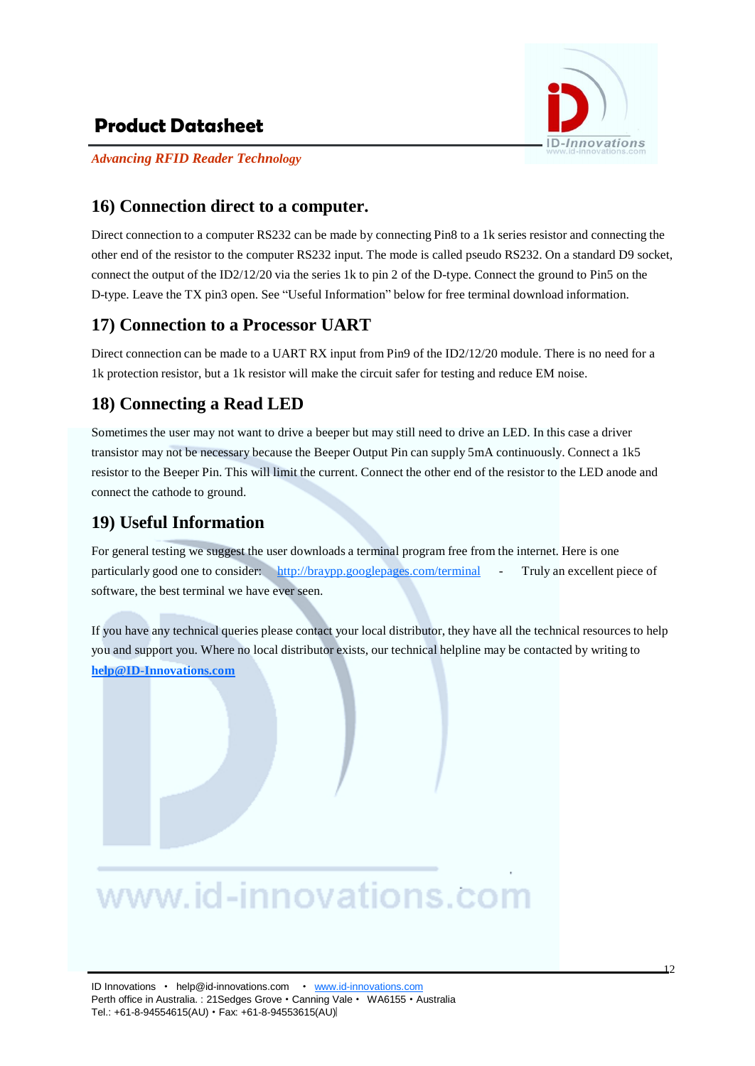## 16) Connection direct to a computer.

Direct connection to a computer RS232 can be made by connecting Pin8 to a 1k series resistor and connecting the other end of the resistor to the computer RS232 input. The mode is called pseudo RS232. On a standard D9 socket, connect the output of the ID2/12/20 via the series 1k to pin 2 of the D-type. Connect the ground to Pin5 on the D-type. Leave the TX pin3 open. See "Useful Information" below for free terminal download information.

## 17) Connection to a Processor UART

Direct connection can be made to a UART RX input from Pin9 of the ID2/12/20 module. There is no need for a 1k protection resistor, but a 1k resistor will make the circuit safer for testing and reduce EM noise.

## 18) Connecting a Read LED

Sometimes the user may not want to drive a beeper but may still need to drive an LED. In this case a driver transistor may not be necessary because the Beeper Output Pin can supply 5mA continuously. Connect a 1k5 resistor to the Beeper Pin. This will limit the current. Connect the other end of the resistor to the LED anode and connect the cathode to ground.

## 19) Useful Information

For general testing we suggest the user downloads a terminal program free from the internet. Here is one particularly good one to consider: http://braypp.googlepages.com/terminal - Truly an excellent piece of software, the best terminal we have ever seen.

If you have any technical queries please contact your local distributor, they have all the technical resources to help you and support you. Where no local distributor exists, our technical helpline may be contacted by writing to **help@ID-Innovations.com**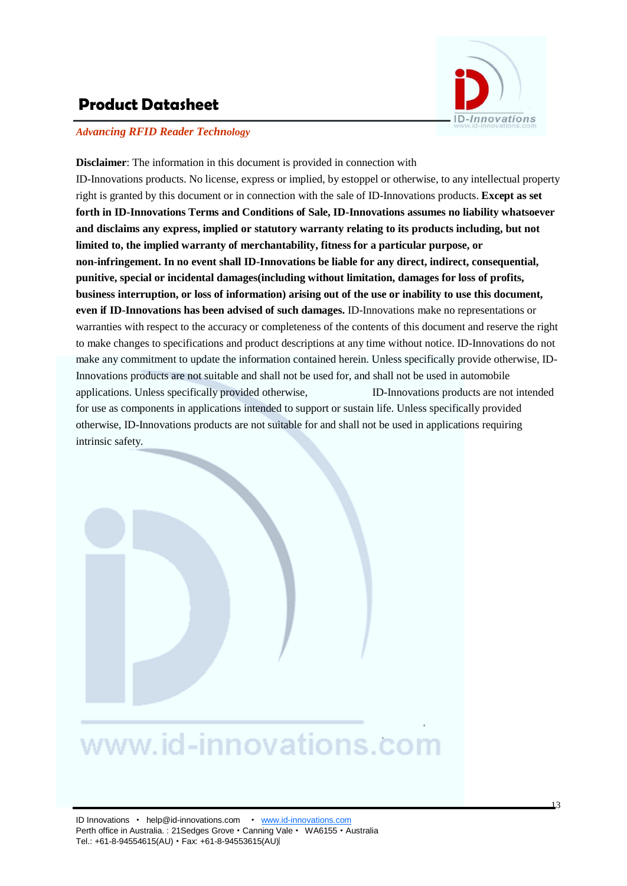**Disclaimer**: The information in this document is provided in connection with ID-Innovations products. No license, express or implied, by estoppel or otherwise, to any intellectual property right is granted by this document or in connection with the sale of ID-Innovations products. **Except as set forth in ID-Innovations Terms and Conditions of Sale, ID-Innovations assumes no liability whatsoever and disclaims any express, implied or statutory warranty relating to its products including, but not limited to, the implied warranty of merchantability, fitness for a particular purpose, or non-infringement. In no event shall ID-Innovations be liable for any direct, indirect, consequential, punitive, special or incidental damages(including without limitation, damages for loss of profits, business interruption, or loss of information) arising out of the use or inability to use this document, even if ID-Innovations has been advised of such damages.** ID-Innovations make no representations or warranties with respect to the accuracy or completeness of the contents of this document and reserve the right to make changes to specifications and product descriptions at any time without notice. ID-Innovations do not make any commitment to update the information contained herein. Unless specifically provide otherwise, ID-Innovations products are not suitable and shall not be used for, and shall not be used in automobile applications. Unless specifically provided otherwise, ID-Innovations products are not intended for use as components in applications intended to support or sustain life. Unless specifically provided otherwise, ID-Innovations products are not suitable for and shall not be used in applications requiring intrinsic safety.

www.id-innovations.com